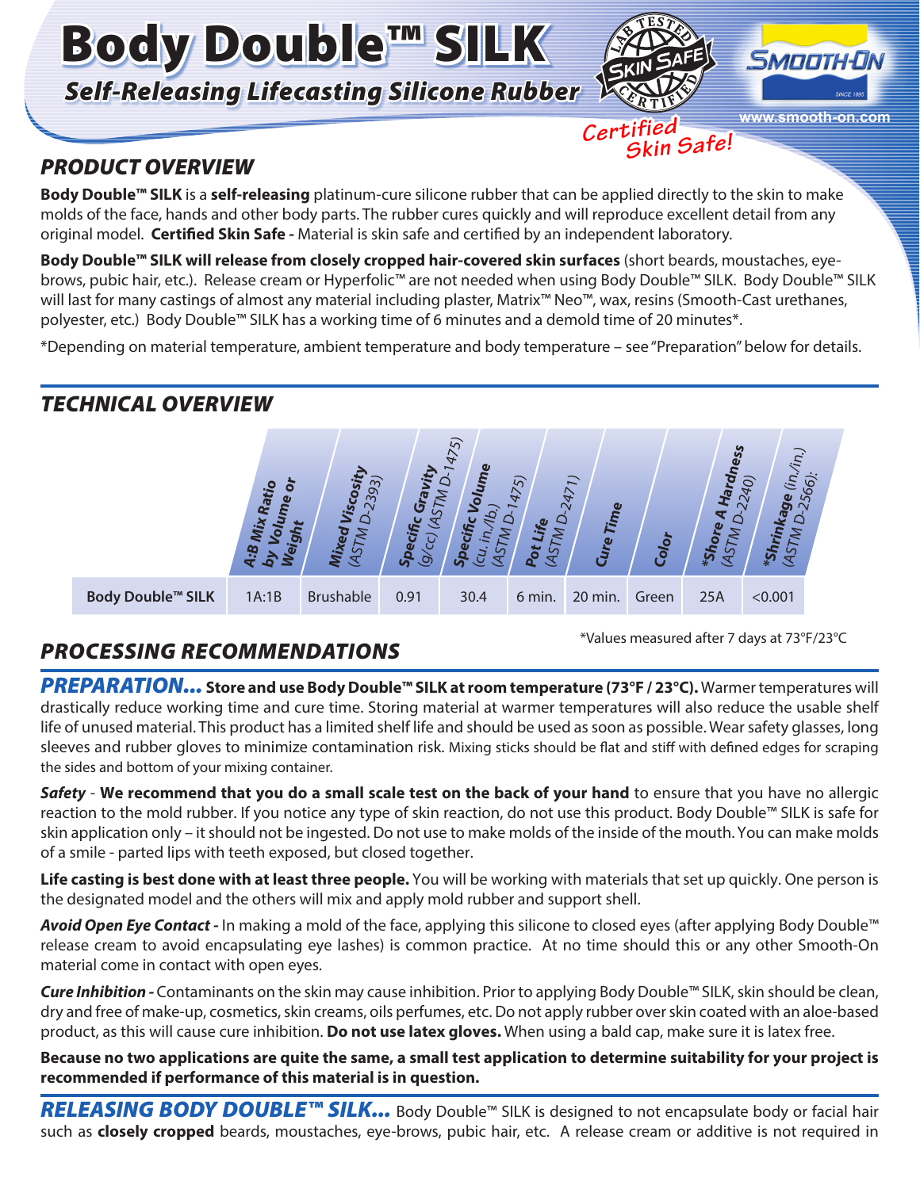# Body Double™ SILK

***Self-Releasing Lifecasting Silicone Rubber***

*Certified Skin Safe!*

www.smooth-on.com

## PRODUCT OVERVIEW

**Body Double™ SILK** is a **self-releasing** platinum-cure silicone rubber that can be applied directly to the skin to make molds of the face, hands and other body parts. The rubber cures quickly and will reproduce excellent detail from any original model. **Certified Skin Safe -** Material is skin safe and certified by an independent laboratory.

**Body Double™ SILK will release from closely cropped hair-covered skin surfaces** (short beards, moustaches, eye-brows, pubic hair, etc.). Release cream or Hyperfolic™ are not needed when using Body Double™ SILK. Body Double™ SILK will last for many castings of almost any material including plaster, Matrix™ Neo™, wax, resins (Smooth-Cast urethanes, polyester, etc.) Body Double™ SILK has a working time of 6 minutes and a demold time of 20 minutes*.

*Depending on material temperature, ambient temperature and body temperature – see "Preparation" below for details.

## TECHNICAL OVERVIEW

| | A:B Mix Ratio by Volume or Weight | Mixed Viscosity (ASTM D-2393) | Specific Gravity (g/cc) (ASTM D-1475) | Specific Volume (cu. in./lb.) (ASTM D-1475) | Pot Life (ASTM D-2471) | Cure Time | Color | *Shore A Hardness (ASTM D-2240) | *Shrinkage (in./in.) (ASTM D-2566): |
|---|---|---|---|---|---|---|---|---|---|
| **Body Double™ SILK** | 1A:1B | Brushable | 0.91 | 30.4 | 6 min. | 20 min. | Green | 25A | <0.001 |

*Values measured after 7 days at 73°F/23°C

## PROCESSING RECOMMENDATIONS

***PREPARATION...*** **Store and use Body Double™ SILK at room temperature (73°F / 23°C).** Warmer temperatures will drastically reduce working time and cure time. Storing material at warmer temperatures will also reduce the usable shelf life of unused material. This product has a limited shelf life and should be used as soon as possible. Wear safety glasses, long sleeves and rubber gloves to minimize contamination risk. Mixing sticks should be flat and stiff with defined edges for scraping the sides and bottom of your mixing container.

***Safety*** - **We recommend that you do a small scale test on the back of your hand** to ensure that you have no allergic reaction to the mold rubber. If you notice any type of skin reaction, do not use this product. Body Double™ SILK is safe for skin application only – it should not be ingested. Do not use to make molds of the inside of the mouth. You can make molds of a smile - parted lips with teeth exposed, but closed together.

**Life casting is best done with at least three people.** You will be working with materials that set up quickly. One person is the designated model and the others will mix and apply mold rubber and support shell.

***Avoid Open Eye Contact -*** In making a mold of the face, applying this silicone to closed eyes (after applying Body Double™ release cream to avoid encapsulating eye lashes) is common practice. At no time should this or any other Smooth-On material come in contact with open eyes.

***Cure Inhibition -*** Contaminants on the skin may cause inhibition. Prior to applying Body Double™ SILK, skin should be clean, dry and free of make-up, cosmetics, skin creams, oils perfumes, etc. Do not apply rubber over skin coated with an aloe-based product, as this will cause cure inhibition. **Do not use latex gloves.** When using a bald cap, make sure it is latex free.

**Because no two applications are quite the same, a small test application to determine suitability for your project is recommended if performance of this material is in question.**

***RELEASING BODY DOUBLE™ SILK...*** Body Double™ SILK is designed to not encapsulate body or facial hair such as **closely cropped** beards, moustaches, eye-brows, pubic hair, etc. A release cream or additive is not required in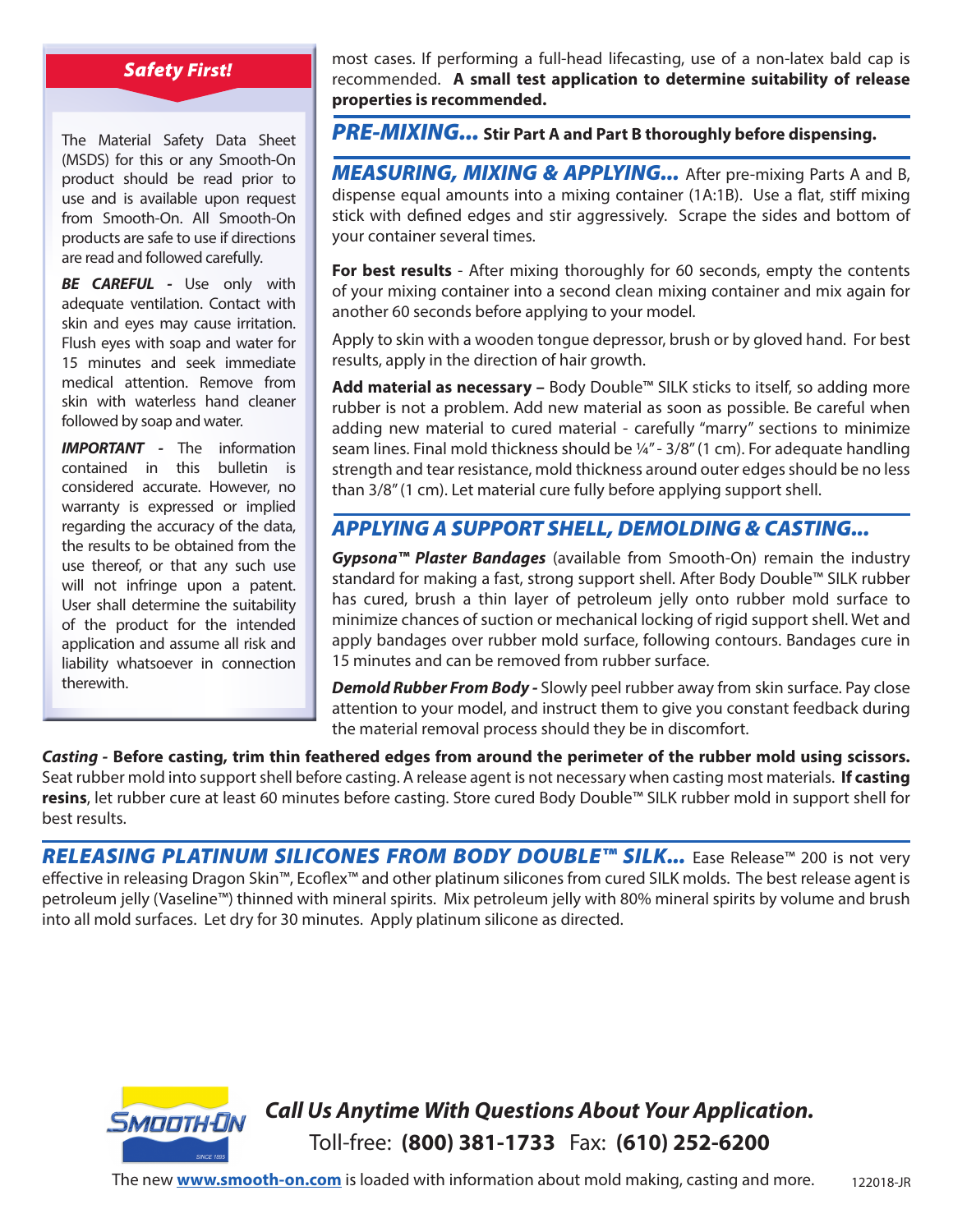## Safety First!

The Material Safety Data Sheet (MSDS) for this or any Smooth-On product should be read prior to use and is available upon request from Smooth-On. All Smooth-On products are safe to use if directions are read and followed carefully.

***BE CAREFUL*** **-** Use only with adequate ventilation. Contact with skin and eyes may cause irritation. Flush eyes with soap and water for 15 minutes and seek immediate medical attention. Remove from skin with waterless hand cleaner followed by soap and water.

***IMPORTANT*** **-** The information contained in this bulletin is considered accurate. However, no warranty is expressed or implied regarding the accuracy of the data, the results to be obtained from the use thereof, or that any such use will not infringe upon a patent. User shall determine the suitability of the product for the intended application and assume all risk and liability whatsoever in connection therewith.

most cases. If performing a full-head lifecasting, use of a non-latex bald cap is recommended. **A small test application to determine suitability of release properties is recommended.**

## *PRE-MIXING...* **Stir Part A and Part B thoroughly before dispensing.**

## *MEASURING, MIXING & APPLYING...* After pre-mixing Parts A and B, dispense equal amounts into a mixing container (1A:1B). Use a flat, stiff mixing stick with defined edges and stir aggressively. Scrape the sides and bottom of your container several times.

**For best results** - After mixing thoroughly for 60 seconds, empty the contents of your mixing container into a second clean mixing container and mix again for another 60 seconds before applying to your model.

Apply to skin with a wooden tongue depressor, brush or by gloved hand. For best results, apply in the direction of hair growth.

**Add material as necessary –** Body Double™ SILK sticks to itself, so adding more rubber is not a problem. Add new material as soon as possible. Be careful when adding new material to cured material - carefully "marry" sections to minimize seam lines. Final mold thickness should be ¼" - 3/8" (1 cm). For adequate handling strength and tear resistance, mold thickness around outer edges should be no less than 3/8" (1 cm). Let material cure fully before applying support shell.

## *APPLYING A SUPPORT SHELL, DEMOLDING & CASTING...*

***Gypsona™ Plaster Bandages*** (available from Smooth-On) remain the industry standard for making a fast, strong support shell. After Body Double™ SILK rubber has cured, brush a thin layer of petroleum jelly onto rubber mold surface to minimize chances of suction or mechanical locking of rigid support shell. Wet and apply bandages over rubber mold surface, following contours. Bandages cure in 15 minutes and can be removed from rubber surface.

***Demold Rubber From Body -*** Slowly peel rubber away from skin surface. Pay close attention to your model, and instruct them to give you constant feedback during the material removal process should they be in discomfort.

***Casting -*** **Before casting, trim thin feathered edges from around the perimeter of the rubber mold using scissors.** Seat rubber mold into support shell before casting. A release agent is not necessary when casting most materials. **If casting resins**, let rubber cure at least 60 minutes before casting. Store cured Body Double™ SILK rubber mold in support shell for best results.

## *RELEASING PLATINUM SILICONES FROM BODY DOUBLE™ SILK...* Ease Release™ 200 is not very effective in releasing Dragon Skin™, Ecoflex™ and other platinum silicones from cured SILK molds. The best release agent is petroleum jelly (Vaseline™) thinned with mineral spirits. Mix petroleum jelly with 80% mineral spirits by volume and brush into all mold surfaces. Let dry for 30 minutes. Apply platinum silicone as directed.

SMOOTH-ON SINCE 1895

***Call Us Anytime With Questions About Your Application.***

Toll-free: **(800) 381-1733** Fax: **(610) 252-6200**

The new **www.smooth-on.com** is loaded with information about mold making, casting and more.

122018-JR